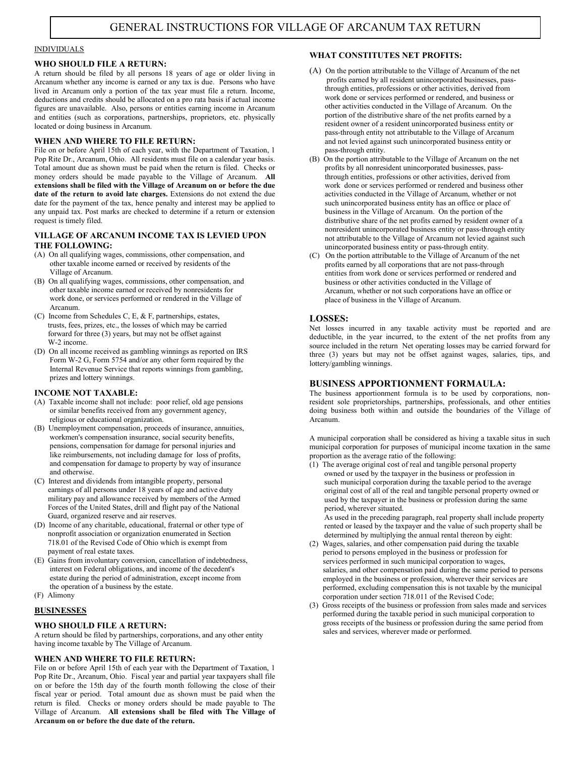# GENERAL INSTRUCTIONS FOR VILLAGE OF ARCANUM TAX RETURN

## INDIVIDUALS

### WHO SHOULD FILE A RETURN:

A return should be filed by all persons 18 years of age or older living in Arcanum whether any income is earned or any tax is due. Persons who have lived in Arcanum only a portion of the tax year must file a return. Income, deductions and credits should be allocated on a pro rata basis if actual income figures are unavailable. Also, persons or entities earning income in Arcanum and entities (such as corporations, partnerships, proprietors, etc. physically located or doing business in Arcanum.

### WHEN AND WHERE TO FILE RETURN:

File on or before April 15th of each year, with the Department of Taxation, 1 Pop Rite Dr., Arcanum, Ohio. All residents must file on a calendar year basis. Total amount due as shown must be paid when the return is filed. Checks or money orders should be made payable to the Village of Arcanum. **All extensions shall be filed with the Village of Arcanum on or before the due date of the return to avoid late charges.** Extensions do not extend the due date for the payment of the tax, hence penalty and interest may be applied to any unpaid tax. Post marks are checked to determine if a return or extension request is timely filed.

### VILLAGE OF ARCANUM INCOME TAX IS LEVIED UPON THE FOLLOWING:

(A) On all qualifying wages, commissions, other compensation, and other taxable income earned or received by residents of the Village of Arcanum.

(B) On all qualifying wages, commissions, other compensation, and other taxable income earned or received by nonresidents for work done, or services performed or rendered in the Village of Arcanum.

(C) Income from Schedules C, E, & F, partnerships, estates, trusts, fees, prizes, etc., the losses of which may be carried forward for three (3) years, but may not be offset against W-2 income.

(D) On all income received as gambling winnings as reported on IRS Form W-2 G, Form 5754 and/or any other form required by the Internal Revenue Service that reports winnings from gambling, prizes and lottery winnings.

### INCOME NOT TAXABLE:

(A) Taxable income shall not include: poor relief, old age pensions or similar benefits received from any government agency, religious or educational organization.

(B) Unemployment compensation, proceeds of insurance, annuities, workmen's compensation insurance, social security benefits, pensions, compensation for damage for personal injuries and like reimbursements, not including damage for loss of profits, and compensation for damage to property by way of insurance and otherwise.

(C) Interest and dividends from intangible property, personal earnings of all persons under 18 years of age and active duty military pay and allowance received by members of the Armed Forces of the United States, drill and flight pay of the National Guard, organized reserve and air reserves.

(D) Income of any charitable, educational, fraternal or other type of nonprofit association or organization enumerated in Section 718.01 of the Revised Code of Ohio which is exempt from payment of real estate taxes.

(E) Gains from involuntary conversion, cancellation of indebtedness, interest on Federal obligations, and income of the decedent's estate during the period of administration, except income from the operation of a business by the estate.

(F) Alimony

## BUSINESSES

### WHO SHOULD FILE A RETURN:

A return should be filed by partnerships, corporations, and any other entity having income taxable by The Village of Arcanum.

### WHEN AND WHERE TO FILE RETURN:

File on or before April 15th of each year with the Department of Taxation, 1 Pop Rite Dr., Arcanum, Ohio. Fiscal year and partial year taxpayers shall file on or before the 15th day of the fourth month following the close of their fiscal year or period. Total amount due as shown must be paid when the return is filed. Checks or money orders should be made payable to The Village of Arcanum. **All extensions shall be filed with The Village of Arcanum on or before the due date of the return.**

### WHAT CONSTITUTES NET PROFITS:

(A) On the portion attributable to the Village of Arcanum of the net profits earned by all resident unincorporated businesses, pass-through entities, professions or other activities, derived from work done or services performed or rendered, and business or other activities conducted in the Village of Arcanum. On the portion of the distributive share of the net profits earned by a resident owner of a resident unincorporated business entity or pass-through entity not attributable to the Village of Arcanum and not levied against such unincorporated business entity or pass-through entity.

(B) On the portion attributable to the Village of Arcanum on the net profits by all nonresident unincorporated businesses, pass-through entities, professions or other activities, derived from work done or services performed or rendered and business other activities conducted in the Village of Arcanum, whether or not such unincorporated business entity has an office or place of business in the Village of Arcanum. On the portion of the distributive share of the net profits earned by resident owner of a nonresident unincorporated business entity or pass-through entity not attributable to the Village of Arcanum not levied against such unincorporated business entity or pass-through entity.

(C) On the portion attributable to the Village of Arcanum of the net profits earned by all corporations that are not pass-through entities from work done or services performed or rendered and business or other activities conducted in the Village of Arcanum, whether or not such corporations have an office or place of business in the Village of Arcanum.

### LOSSES:

Net losses incurred in any taxable activity must be reported and are deductible, in the year incurred, to the extent of the net profits from any source included in the return Net operating losses may be carried forward for three (3) years but may not be offset against wages, salaries, tips, and lottery/gambling winnings.

### BUSINESS APPORTIONMENT FORMAULA:

The business apportionment formula is to be used by corporations, non-resident sole proprietorships, partnerships, professionals, and other entities doing business both within and outside the boundaries of the Village of Arcanum.

A municipal corporation shall be considered as hiving a taxable situs in such municipal corporation for purposes of municipal income taxation in the same proportion as the average ratio of the following:

(1) The average original cost of real and tangible personal property owned or used by the taxpayer in the business or profession in such municipal corporation during the taxable period to the average original cost of all of the real and tangible personal property owned or used by the taxpayer in the business or profession during the same period, wherever situated.
As used in the preceding paragraph, real property shall include property rented or leased by the taxpayer and the value of such property shall be determined by multiplying the annual rental thereon by eight:

(2) Wages, salaries, and other compensation paid during the taxable period to persons employed in the business or profession for services performed in such municipal corporation to wages, salaries, and other compensation paid during the same period to persons employed in the business or profession, wherever their services are performed, excluding compensation this is not taxable by the municipal corporation under section 718.011 of the Revised Code;

(3) Gross receipts of the business or profession from sales made and services performed during the taxable period in such municipal corporation to gross receipts of the business or profession during the same period from sales and services, wherever made or performed.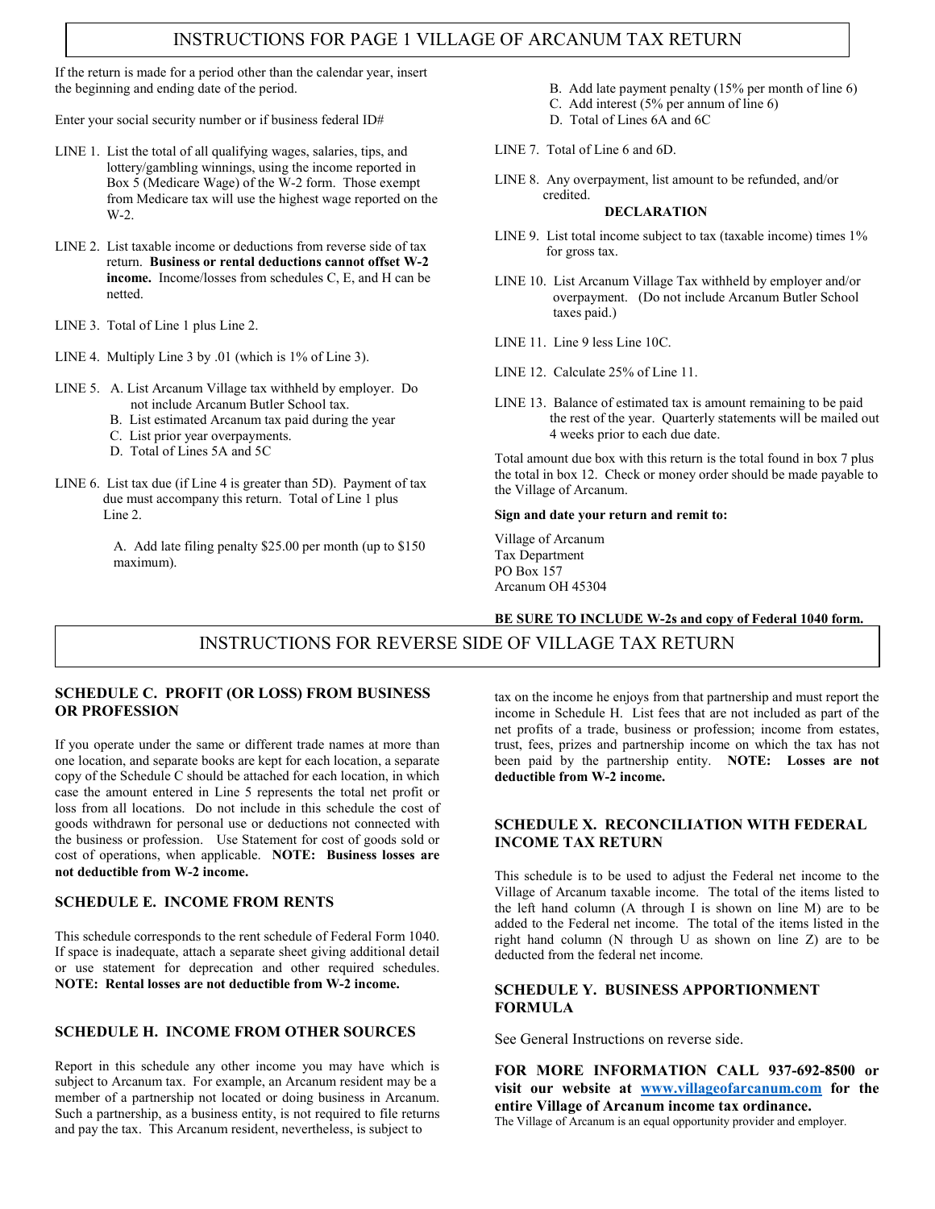# INSTRUCTIONS FOR PAGE 1 VILLAGE OF ARCANUM TAX RETURN

If the return is made for a period other than the calendar year, insert the beginning and ending date of the period.

Enter your social security number or if business federal ID#

LINE 1. List the total of all qualifying wages, salaries, tips, and lottery/gambling winnings, using the income reported in Box 5 (Medicare Wage) of the W-2 form. Those exempt from Medicare tax will use the highest wage reported on the W-2.

LINE 2. List taxable income or deductions from reverse side of tax return. **Business or rental deductions cannot offset W-2 income.** Income/losses from schedules C, E, and H can be netted.

LINE 3. Total of Line 1 plus Line 2.

LINE 4. Multiply Line 3 by .01 (which is 1% of Line 3).

LINE 5. A. List Arcanum Village tax withheld by employer. Do not include Arcanum Butler School tax.
B. List estimated Arcanum tax paid during the year
C. List prior year overpayments.
D. Total of Lines 5A and 5C

LINE 6. List tax due (if Line 4 is greater than 5D). Payment of tax due must accompany this return. Total of Line 1 plus Line 2.

A. Add late filing penalty $25.00 per month (up to $150 maximum).
B. Add late payment penalty (15% per month of line 6)
C. Add interest (5% per annum of line 6)
D. Total of Lines 6A and 6C

LINE 7. Total of Line 6 and 6D.

LINE 8. Any overpayment, list amount to be refunded, and/or credited.

**DECLARATION**

LINE 9. List total income subject to tax (taxable income) times 1% for gross tax.

LINE 10. List Arcanum Village Tax withheld by employer and/or overpayment. (Do not include Arcanum Butler School taxes paid.)

LINE 11. Line 9 less Line 10C.

LINE 12. Calculate 25% of Line 11.

LINE 13. Balance of estimated tax is amount remaining to be paid the rest of the year. Quarterly statements will be mailed out 4 weeks prior to each due date.

Total amount due box with this return is the total found in box 7 plus the total in box 12. Check or money order should be made payable to the Village of Arcanum.

**Sign and date your return and remit to:**

Village of Arcanum
Tax Department
PO Box 157
Arcanum OH 45304

**BE SURE TO INCLUDE W-2s and copy of Federal 1040 form.**

# INSTRUCTIONS FOR REVERSE SIDE OF VILLAGE TAX RETURN

## SCHEDULE C. PROFIT (OR LOSS) FROM BUSINESS OR PROFESSION

If you operate under the same or different trade names at more than one location, and separate books are kept for each location, a separate copy of the Schedule C should be attached for each location, in which case the amount entered in Line 5 represents the total net profit or loss from all locations. Do not include in this schedule the cost of goods withdrawn for personal use or deductions not connected with the business or profession. Use Statement for cost of goods sold or cost of operations, when applicable. **NOTE: Business losses are not deductible from W-2 income.**

## SCHEDULE E. INCOME FROM RENTS

This schedule corresponds to the rent schedule of Federal Form 1040. If space is inadequate, attach a separate sheet giving additional detail or use statement for deprecation and other required schedules. **NOTE: Rental losses are not deductible from W-2 income.**

## SCHEDULE H. INCOME FROM OTHER SOURCES

Report in this schedule any other income you may have which is subject to Arcanum tax. For example, an Arcanum resident may be a member of a partnership not located or doing business in Arcanum. Such a partnership, as a business entity, is not required to file returns and pay the tax. This Arcanum resident, nevertheless, is subject to tax on the income he enjoys from that partnership and must report the income in Schedule H. List fees that are not included as part of the net profits of a trade, business or profession; income from estates, trust, fees, prizes and partnership income on which the tax has not been paid by the partnership entity. **NOTE: Losses are not deductible from W-2 income.**

## SCHEDULE X. RECONCILIATION WITH FEDERAL INCOME TAX RETURN

This schedule is to be used to adjust the Federal net income to the Village of Arcanum taxable income. The total of the items listed to the left hand column (A through I is shown on line M) are to be added to the Federal net income. The total of the items listed in the right hand column (N through U as shown on line Z) are to be deducted from the federal net income.

## SCHEDULE Y. BUSINESS APPORTIONMENT FORMULA

See General Instructions on reverse side.

**FOR MORE INFORMATION CALL 937-692-8500 or visit our website at www.villageofarcanum.com for the entire Village of Arcanum income tax ordinance.**

The Village of Arcanum is an equal opportunity provider and employer.